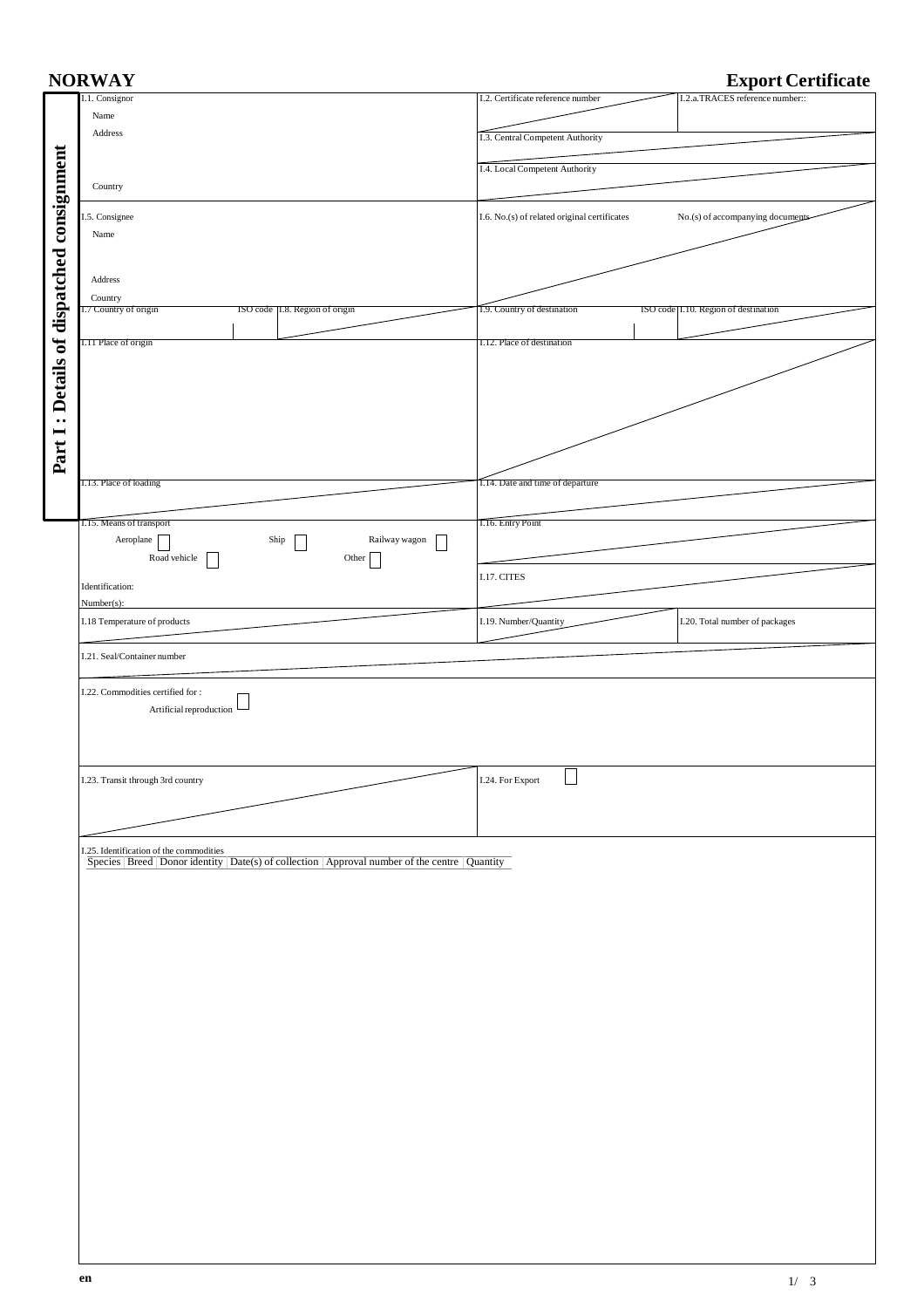# NORWAY

## Export Certificate

**Part I : Details of dispatched consignment**

I.1. Consignor

Name

Address

Country

I.2. Certificate reference number

I.2.a.TRACES reference number::

I.3. Central Competent Authority

I.4. Local Competent Authority

I.5. Consignee

Name

Address

Country

I.6. No.(s) of related original certificates

No.(s) of accompanying documents

I.7 Country of origin | ISO code | I.8. Region of origin

I.9. Country of destination | ISO code | I.10. Region of destination

I.11 Place of origin

I.12. Place of destination

I.13. Place of loading

I.14. Date and time of departure

I.15. Means of transport

Aeroplane ☐ Ship ☐ Railway wagon ☐

Road vehicle ☐ Other ☐

Identification:

Number(s):

I.16. Entry Point

I.17. CITES

I.18 Temperature of products

I.19. Number/Quantity

I.20. Total number of packages

I.21. Seal/Container number

I.22. Commodities certified for :

Artificial reproduction ☐

I.23. Transit through 3rd country

I.24. For Export ☐

I.25. Identification of the commodities

| Species | Breed | Donor identity | Date(s) of collection | Approval number of the centre | Quantity |
|---|---|---|---|---|---|

en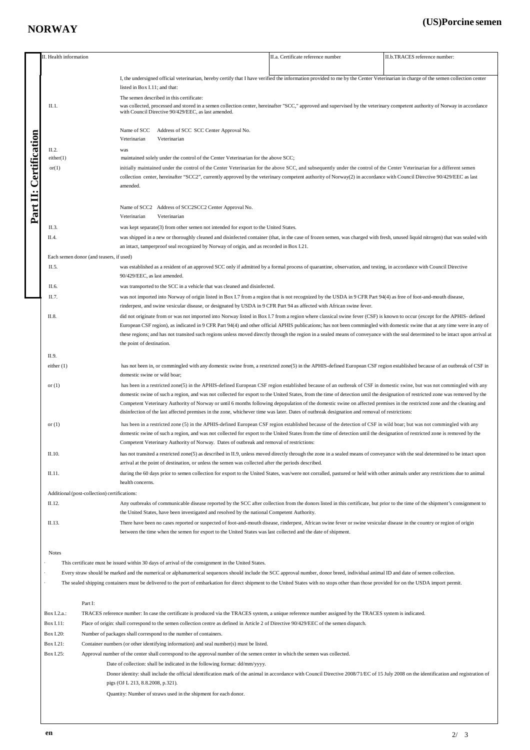# NORWAY

## (US)Porcine semen

**Part II: Certification**

| II. Health information | II.a. Certificate reference number | II.b.TRACES reference number: |
|---|---|---|

I, the undersigned official veterinarian, hereby certify that I have verified the information provided to me by the Center Veterinarian in charge of the semen collection center listed in Box I.11; and that:

The semen described in this certificate:

II.1. was collected, processed and stored in a semen collection center, hereinafter "SCC," approved and supervised by the veterinary competent authority of Norway in accordance with Council Directive 90/429/EEC, as last amended.

Name of SCC Veterinarian | Address of SCC Veterinarian | SCC Center Approval No.

II.2. was

either(1) maintained solely under the control of the Center Veterinarian for the above SCC;

or(1) initially maintained under the control of the Center Veterinarian for the above SCC, and subsequently under the control of the Center Veterinarian for a different semen collection center, hereinafter "SCC2", currently approved by the veterinary competent authority of Norway(2) in accordance with Council Directive 90/429/EEC as last amended.

Name of SCC2 Veterinarian | Address of SCC2 Veterinarian | SCC2 Center Approval No.

II.3. was kept separate(3) from other semen not intended for export to the United States.

II.4. was shipped in a new or thoroughly cleaned and disinfected container (that, in the case of frozen semen, was charged with fresh, unused liquid nitrogen) that was sealed with an intact, tamperproof seal recognized by Norway of origin, and as recorded in Box I.21.

Each semen donor (and teasers, if used)

II.5. was established as a resident of an approved SCC only if admitted by a formal process of quarantine, observation, and testing, in accordance with Council Directive 90/429/EEC, as last amended.

II.6. was transported to the SCC in a vehicle that was cleaned and disinfected.

II.7. was not imported into Norway of origin listed in Box I.7 from a region that is not recognized by the USDA in 9 CFR Part 94(4) as free of foot-and-mouth disease, rinderpest, and swine vesicular disease, or designated by USDA in 9 CFR Part 94 as affected with African swine fever.

II.8. did not originate from or was not imported into Norway listed in Box I.7 from a region where classical swine fever (CSF) is known to occur (except for the APHIS- defined European CSF region), as indicated in 9 CFR Part 94(4) and other official APHIS publications; has not been commingled with domestic swine that at any time were in any of these regions; and has not transited such regions unless moved directly through the region in a sealed means of conveyance with the seal determined to be intact upon arrival at the point of destination.

II.9.

either (1) has not been in, or commingled with any domestic swine from, a restricted zone(5) in the APHIS-defined European CSF region established because of an outbreak of CSF in domestic swine or wild boar;

or (1) has been in a restricted zone(5) in the APHIS-defined European CSF region established because of an outbreak of CSF in domestic swine, but was not commingled with any domestic swine of such a region, and was not collected for export to the United States, from the time of detection until the designation of restricted zone was removed by the Competent Veterinary Authority of Norway or until 6 months following depopulation of the domestic swine on affected premises in the restricted zone and the cleaning and disinfection of the last affected premises in the zone, whichever time was later. Dates of outbreak designation and removal of restrictions:

or (1) has been in a restricted zone (5) in the APHIS-defined European CSF region established because of the detection of CSF in wild boar; but was not commingled with any domestic swine of such a region, and was not collected for export to the United States from the time of detection until the designation of restricted zone is removed by the Competent Veterinary Authority of Norway. Dates of outbreak and removal of restrictions:

II.10. has not transited a restricted zone(5) as described in II.9, unless moved directly through the zone in a sealed means of conveyance with the seal determined to be intact upon arrival at the point of destination, or unless the semen was collected after the periods described.

II.11. during the 60 days prior to semen collection for export to the United States, was/were not corralled, pastured or held with other animals under any restrictions due to animal health concerns.

Additional (post-collection) certifications:

II.12. Any outbreaks of communicable disease reported by the SCC after collection from the donors listed in this certificate, but prior to the time of the shipment's consignment to the United States, have been investigated and resolved by the national Competent Authority.

II.13. There have been no cases reported or suspected of foot-and-mouth disease, rinderpest, African swine fever or swine vesicular disease in the country or region of origin between the time when the semen for export to the United States was last collected and the date of shipment.

Notes

- This certificate must be issued within 30 days of arrival of the consignment in the United States.
- Every straw should be marked and the numerical or alphanumerical sequences should include the SCC approval number, donor breed, individual animal ID and date of semen collection.
- The sealed shipping containers must be delivered to the port of embarkation for direct shipment to the United States with no stops other than those provided for on the USDA import permit.

Part I:

Box I.2.a.: TRACES reference number: In case the certificate is produced via the TRACES system, a unique reference number assigned by the TRACES system is indicated.

Box I.11: Place of origin: shall correspond to the semen collection centre as defined in Article 2 of Directive 90/429/EEC of the semen dispatch.

Box I.20: Number of packages shall correspond to the number of containers.

Box I.21: Container numbers (or other identifying information) and seal number(s) must be listed.

Box I.25: Approval number of the center shall correspond to the approval number of the semen center in which the semen was collected.

Date of collection: shall be indicated in the following format: dd/mm/yyyy.

Donor identity: shall include the official identification mark of the animal in accordance with Council Directive 2008/71/EC of 15 July 2008 on the identification and registration of pigs (OJ L 213, 8.8.2008, p.321).

Quantity: Number of straws used in the shipment for each donor.

en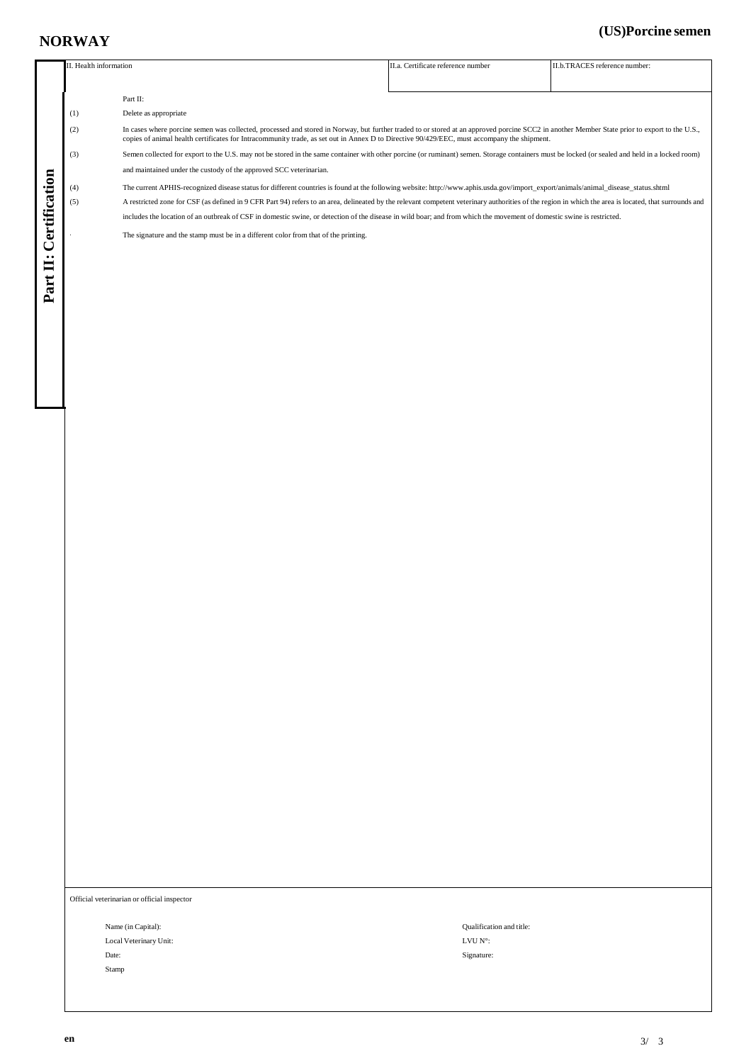# NORWAY

## (US)Porcine semen

| II. Health information | II.a. Certificate reference number | II.b.TRACES reference number: |
|---|---|---|

**Part II: Certification**

Part II:

(1) Delete as appropriate

(2) In cases where porcine semen was collected, processed and stored in Norway, but further traded to or stored at an approved porcine SCC2 in another Member State prior to export to the U.S., copies of animal health certificates for Intracommunity trade, as set out in Annex D to Directive 90/429/EEC, must accompany the shipment.

(3) Semen collected for export to the U.S. may not be stored in the same container with other porcine (or ruminant) semen. Storage containers must be locked (or sealed and held in a locked room) and maintained under the custody of the approved SCC veterinarian.

(4) The current APHIS-recognized disease status for different countries is found at the following website: http://www.aphis.usda.gov/import_export/animals/animal_disease_status.shtml

(5) A restricted zone for CSF (as defined in 9 CFR Part 94) refers to an area, delineated by the relevant competent veterinary authorities of the region in which the area is located, that surrounds and includes the location of an outbreak of CSF in domestic swine, or detection of the disease in wild boar; and from which the movement of domestic swine is restricted.

. The signature and the stamp must be in a different color from that of the printing.

Official veterinarian or official inspector

Name (in Capital): Qualification and title:

Local Veterinary Unit: LVU N°:

Date: Signature:

Stamp

en